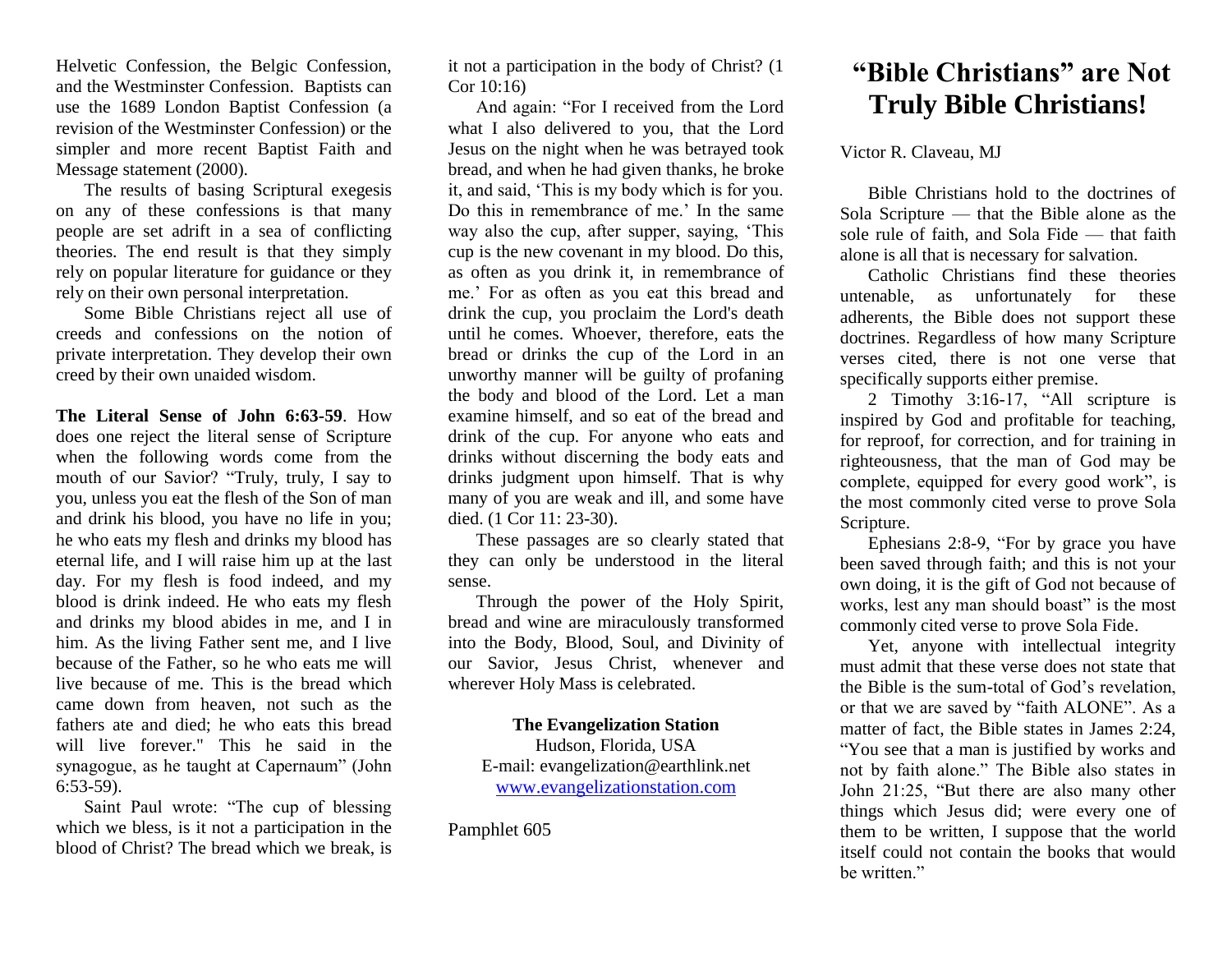# "Bible Christians" are Not Truly Bible Christians!

Victor R. Claveau, MJ

Bible Christians hold to the doctrines of Sola Scripture — that the Bible alone as the sole rule of faith, and Sola Fide — that faith alone is all that is necessary for salvation.

Catholic Christians find these theories untenable, as unfortunately for these adherents, the Bible does not support these doctrines. Regardless of how many Scripture verses cited, there is not one verse that specifically supports either premise.

2 Timothy 3:16-17, "All scripture is inspired by God and profitable for teaching, for reproof, for correction, and for training in righteousness, that the man of God may be complete, equipped for every good work", is the most commonly cited verse to prove Sola Scripture.

Ephesians 2:8-9, "For by grace you have been saved through faith; and this is not your own doing, it is the gift of God not because of works, lest any man should boast" is the most commonly cited verse to prove Sola Fide.

Yet, anyone with intellectual integrity must admit that these verse does not state that the Bible is the sum-total of God's revelation, or that we are saved by "faith ALONE". As a matter of fact, the Bible states in James 2:24, "You see that a man is justified by works and not by faith alone." The Bible also states in John 21:25, "But there are also many other things which Jesus did; were every one of them to be written, I suppose that the world itself could not contain the books that would be written."

Helvetic Confession, the Belgic Confession, and the Westminster Confession. Baptists can use the 1689 London Baptist Confession (a revision of the Westminster Confession) or the simpler and more recent Baptist Faith and Message statement (2000).

The results of basing Scriptural exegesis on any of these confessions is that many people are set adrift in a sea of conflicting theories. The end result is that they simply rely on popular literature for guidance or they rely on their own personal interpretation.

Some Bible Christians reject all use of creeds and confessions on the notion of private interpretation. They develop their own creed by their own unaided wisdom.

**The Literal Sense of John 6:63-59**. How does one reject the literal sense of Scripture when the following words come from the mouth of our Savior? "Truly, truly, I say to you, unless you eat the flesh of the Son of man and drink his blood, you have no life in you; he who eats my flesh and drinks my blood has eternal life, and I will raise him up at the last day. For my flesh is food indeed, and my blood is drink indeed. He who eats my flesh and drinks my blood abides in me, and I in him. As the living Father sent me, and I live because of the Father, so he who eats me will live because of me. This is the bread which came down from heaven, not such as the fathers ate and died; he who eats this bread will live forever." This he said in the synagogue, as he taught at Capernaum" (John 6:53-59).

Saint Paul wrote: "The cup of blessing which we bless, is it not a participation in the blood of Christ? The bread which we break, is it not a participation in the body of Christ? (1 Cor 10:16)

And again: "For I received from the Lord what I also delivered to you, that the Lord Jesus on the night when he was betrayed took bread, and when he had given thanks, he broke it, and said, 'This is my body which is for you. Do this in remembrance of me.' In the same way also the cup, after supper, saying, 'This cup is the new covenant in my blood. Do this, as often as you drink it, in remembrance of me.' For as often as you eat this bread and drink the cup, you proclaim the Lord's death until he comes. Whoever, therefore, eats the bread or drinks the cup of the Lord in an unworthy manner will be guilty of profaning the body and blood of the Lord. Let a man examine himself, and so eat of the bread and drink of the cup. For anyone who eats and drinks without discerning the body eats and drinks judgment upon himself. That is why many of you are weak and ill, and some have died. (1 Cor 11: 23-30).

These passages are so clearly stated that they can only be understood in the literal sense.

Through the power of the Holy Spirit, bread and wine are miraculously transformed into the Body, Blood, Soul, and Divinity of our Savior, Jesus Christ, whenever and wherever Holy Mass is celebrated.

**The Evangelization Station**
Hudson, Florida, USA
E-mail: evangelization@earthlink.net
www.evangelizationstation.com

Pamphlet 605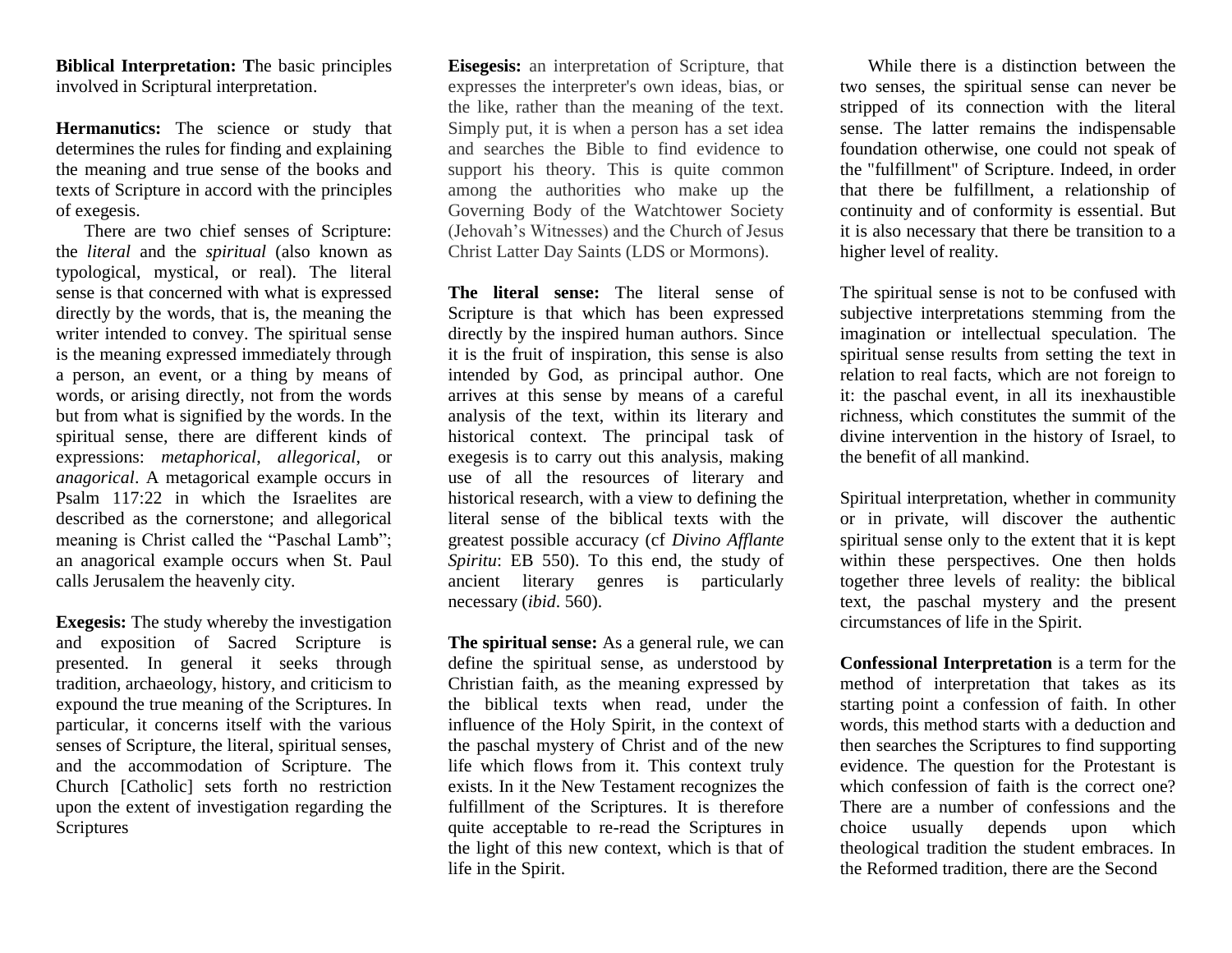**Biblical Interpretation: T**he basic principles involved in Scriptural interpretation.

**Hermanutics:** The science or study that determines the rules for finding and explaining the meaning and true sense of the books and texts of Scripture in accord with the principles of exegesis.

There are two chief senses of Scripture: the *literal* and the *spiritual* (also known as typological, mystical, or real). The literal sense is that concerned with what is expressed directly by the words, that is, the meaning the writer intended to convey. The spiritual sense is the meaning expressed immediately through a person, an event, or a thing by means of words, or arising directly, not from the words but from what is signified by the words. In the spiritual sense, there are different kinds of expressions: *metaphorical*, *allegorical*, or *anagorical*. A metagorical example occurs in Psalm 117:22 in which the Israelites are described as the cornerstone; and allegorical meaning is Christ called the "Paschal Lamb"; an anagorical example occurs when St. Paul calls Jerusalem the heavenly city.

**Exegesis:** The study whereby the investigation and exposition of Sacred Scripture is presented. In general it seeks through tradition, archaeology, history, and criticism to expound the true meaning of the Scriptures. In particular, it concerns itself with the various senses of Scripture, the literal, spiritual senses, and the accommodation of Scripture. The Church [Catholic] sets forth no restriction upon the extent of investigation regarding the Scriptures

**Eisegesis:** an interpretation of Scripture, that expresses the interpreter's own ideas, bias, or the like, rather than the meaning of the text. Simply put, it is when a person has a set idea and searches the Bible to find evidence to support his theory. This is quite common among the authorities who make up the Governing Body of the Watchtower Society (Jehovah's Witnesses) and the Church of Jesus Christ Latter Day Saints (LDS or Mormons).

**The literal sense:** The literal sense of Scripture is that which has been expressed directly by the inspired human authors. Since it is the fruit of inspiration, this sense is also intended by God, as principal author. One arrives at this sense by means of a careful analysis of the text, within its literary and historical context. The principal task of exegesis is to carry out this analysis, making use of all the resources of literary and historical research, with a view to defining the literal sense of the biblical texts with the greatest possible accuracy (cf *Divino Afflante Spiritu*: EB 550). To this end, the study of ancient literary genres is particularly necessary (*ibid*. 560).

**The spiritual sense:** As a general rule, we can define the spiritual sense, as understood by Christian faith, as the meaning expressed by the biblical texts when read, under the influence of the Holy Spirit, in the context of the paschal mystery of Christ and of the new life which flows from it. This context truly exists. In it the New Testament recognizes the fulfillment of the Scriptures. It is therefore quite acceptable to re-read the Scriptures in the light of this new context, which is that of life in the Spirit.

While there is a distinction between the two senses, the spiritual sense can never be stripped of its connection with the literal sense. The latter remains the indispensable foundation otherwise, one could not speak of the "fulfillment" of Scripture. Indeed, in order that there be fulfillment, a relationship of continuity and of conformity is essential. But it is also necessary that there be transition to a higher level of reality.

The spiritual sense is not to be confused with subjective interpretations stemming from the imagination or intellectual speculation. The spiritual sense results from setting the text in relation to real facts, which are not foreign to it: the paschal event, in all its inexhaustible richness, which constitutes the summit of the divine intervention in the history of Israel, to the benefit of all mankind.

Spiritual interpretation, whether in community or in private, will discover the authentic spiritual sense only to the extent that it is kept within these perspectives. One then holds together three levels of reality: the biblical text, the paschal mystery and the present circumstances of life in the Spirit.

**Confessional Interpretation** is a term for the method of interpretation that takes as its starting point a confession of faith. In other words, this method starts with a deduction and then searches the Scriptures to find supporting evidence. The question for the Protestant is which confession of faith is the correct one? There are a number of confessions and the choice usually depends upon which theological tradition the student embraces. In the Reformed tradition, there are the Second